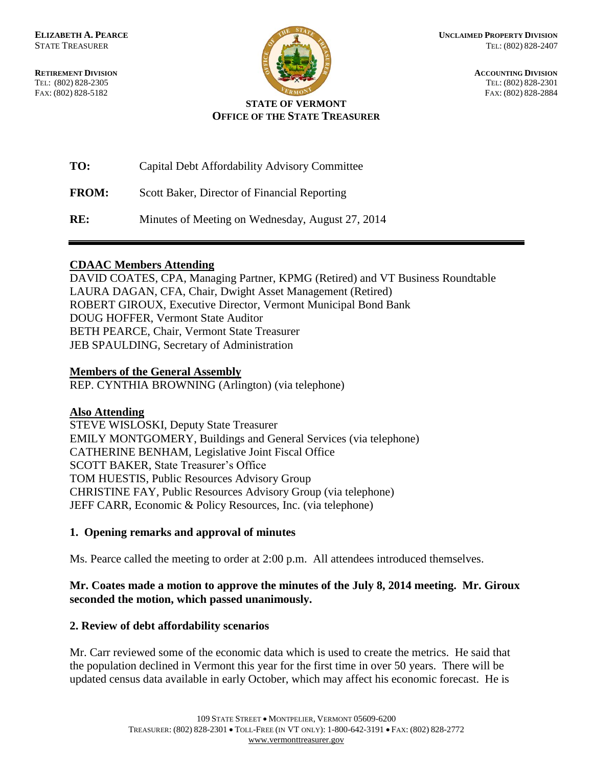**ELIZABETH A. PEARCE**
STATE TREASURER

**RETIREMENT DIVISION**
TEL: (802) 828-2305
FAX: (802) 828-5182

**UNCLAIMED PROPERTY DIVISION**
TEL: (802) 828-2407

**ACCOUNTING DIVISION**
TEL: (802) 828-2301
FAX: (802) 828-2884

**STATE OF VERMONT**
**OFFICE OF THE STATE TREASURER**

**TO:** Capital Debt Affordability Advisory Committee

**FROM:** Scott Baker, Director of Financial Reporting

**RE:** Minutes of Meeting on Wednesday, August 27, 2014

---

**CDAAC Members Attending**

DAVID COATES, CPA, Managing Partner, KPMG (Retired) and VT Business Roundtable
LAURA DAGAN, CFA, Chair, Dwight Asset Management (Retired)
ROBERT GIROUX, Executive Director, Vermont Municipal Bond Bank
DOUG HOFFER, Vermont State Auditor
BETH PEARCE, Chair, Vermont State Treasurer
JEB SPAULDING, Secretary of Administration

**Members of the General Assembly**

REP. CYNTHIA BROWNING (Arlington) (via telephone)

**Also Attending**

STEVE WISLOSKI, Deputy State Treasurer
EMILY MONTGOMERY, Buildings and General Services (via telephone)
CATHERINE BENHAM, Legislative Joint Fiscal Office
SCOTT BAKER, State Treasurer's Office
TOM HUESTIS, Public Resources Advisory Group
CHRISTINE FAY, Public Resources Advisory Group (via telephone)
JEFF CARR, Economic & Policy Resources, Inc. (via telephone)

## 1. Opening remarks and approval of minutes

Ms. Pearce called the meeting to order at 2:00 p.m. All attendees introduced themselves.

**Mr. Coates made a motion to approve the minutes of the July 8, 2014 meeting. Mr. Giroux seconded the motion, which passed unanimously.**

## 2. Review of debt affordability scenarios

Mr. Carr reviewed some of the economic data which is used to create the metrics. He said that the population declined in Vermont this year for the first time in over 50 years. There will be updated census data available in early October, which may affect his economic forecast. He is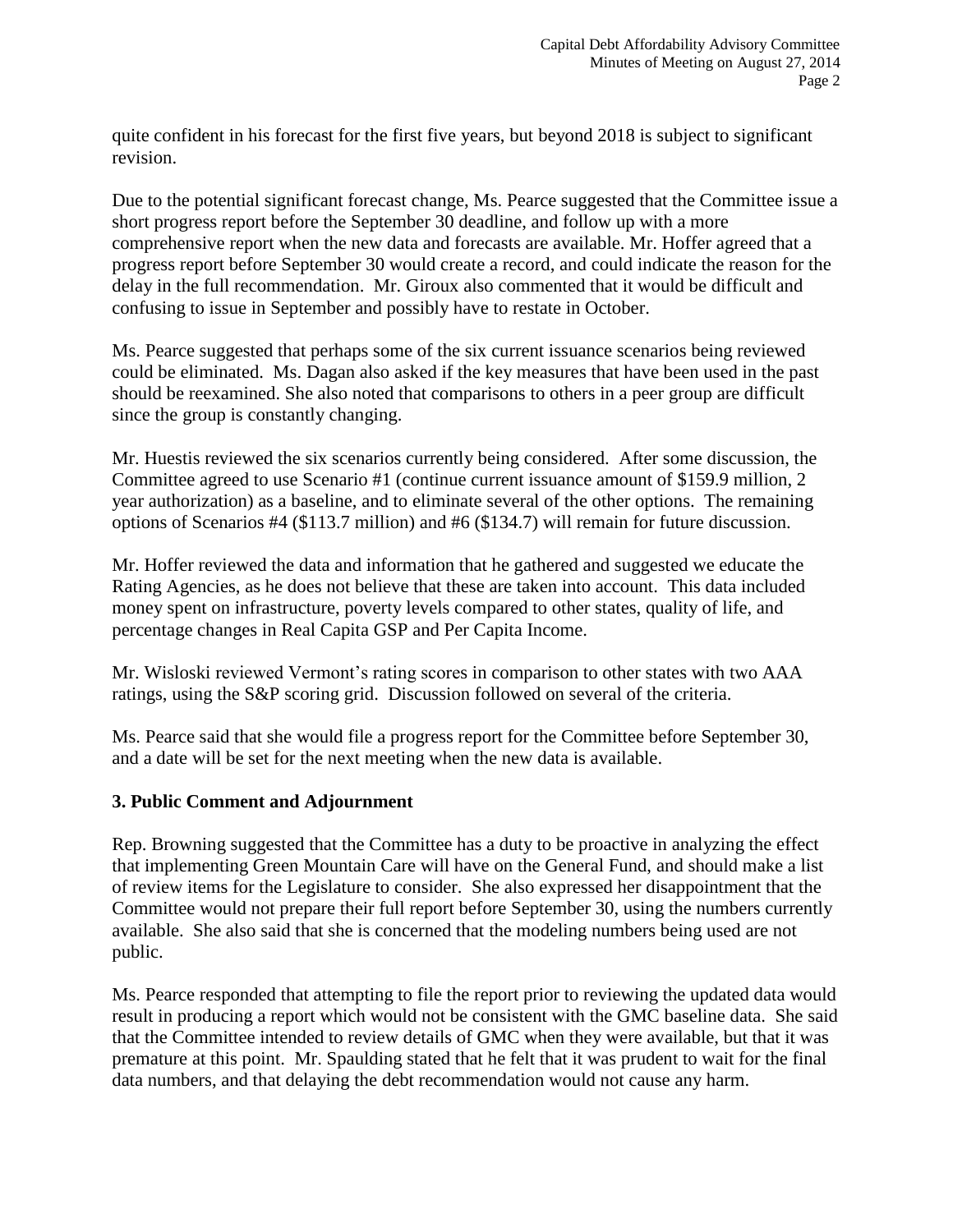quite confident in his forecast for the first five years, but beyond 2018 is subject to significant revision.

Due to the potential significant forecast change, Ms. Pearce suggested that the Committee issue a short progress report before the September 30 deadline, and follow up with a more comprehensive report when the new data and forecasts are available. Mr. Hoffer agreed that a progress report before September 30 would create a record, and could indicate the reason for the delay in the full recommendation. Mr. Giroux also commented that it would be difficult and confusing to issue in September and possibly have to restate in October.

Ms. Pearce suggested that perhaps some of the six current issuance scenarios being reviewed could be eliminated. Ms. Dagan also asked if the key measures that have been used in the past should be reexamined. She also noted that comparisons to others in a peer group are difficult since the group is constantly changing.

Mr. Huestis reviewed the six scenarios currently being considered. After some discussion, the Committee agreed to use Scenario #1 (continue current issuance amount of $159.9 million, 2 year authorization) as a baseline, and to eliminate several of the other options. The remaining options of Scenarios #4 ($113.7 million) and #6 ($134.7) will remain for future discussion.

Mr. Hoffer reviewed the data and information that he gathered and suggested we educate the Rating Agencies, as he does not believe that these are taken into account. This data included money spent on infrastructure, poverty levels compared to other states, quality of life, and percentage changes in Real Capita GSP and Per Capita Income.

Mr. Wisloski reviewed Vermont's rating scores in comparison to other states with two AAA ratings, using the S&P scoring grid. Discussion followed on several of the criteria.

Ms. Pearce said that she would file a progress report for the Committee before September 30, and a date will be set for the next meeting when the new data is available.

## 3. Public Comment and Adjournment

Rep. Browning suggested that the Committee has a duty to be proactive in analyzing the effect that implementing Green Mountain Care will have on the General Fund, and should make a list of review items for the Legislature to consider. She also expressed her disappointment that the Committee would not prepare their full report before September 30, using the numbers currently available. She also said that she is concerned that the modeling numbers being used are not public.

Ms. Pearce responded that attempting to file the report prior to reviewing the updated data would result in producing a report which would not be consistent with the GMC baseline data. She said that the Committee intended to review details of GMC when they were available, but that it was premature at this point. Mr. Spaulding stated that he felt that it was prudent to wait for the final data numbers, and that delaying the debt recommendation would not cause any harm.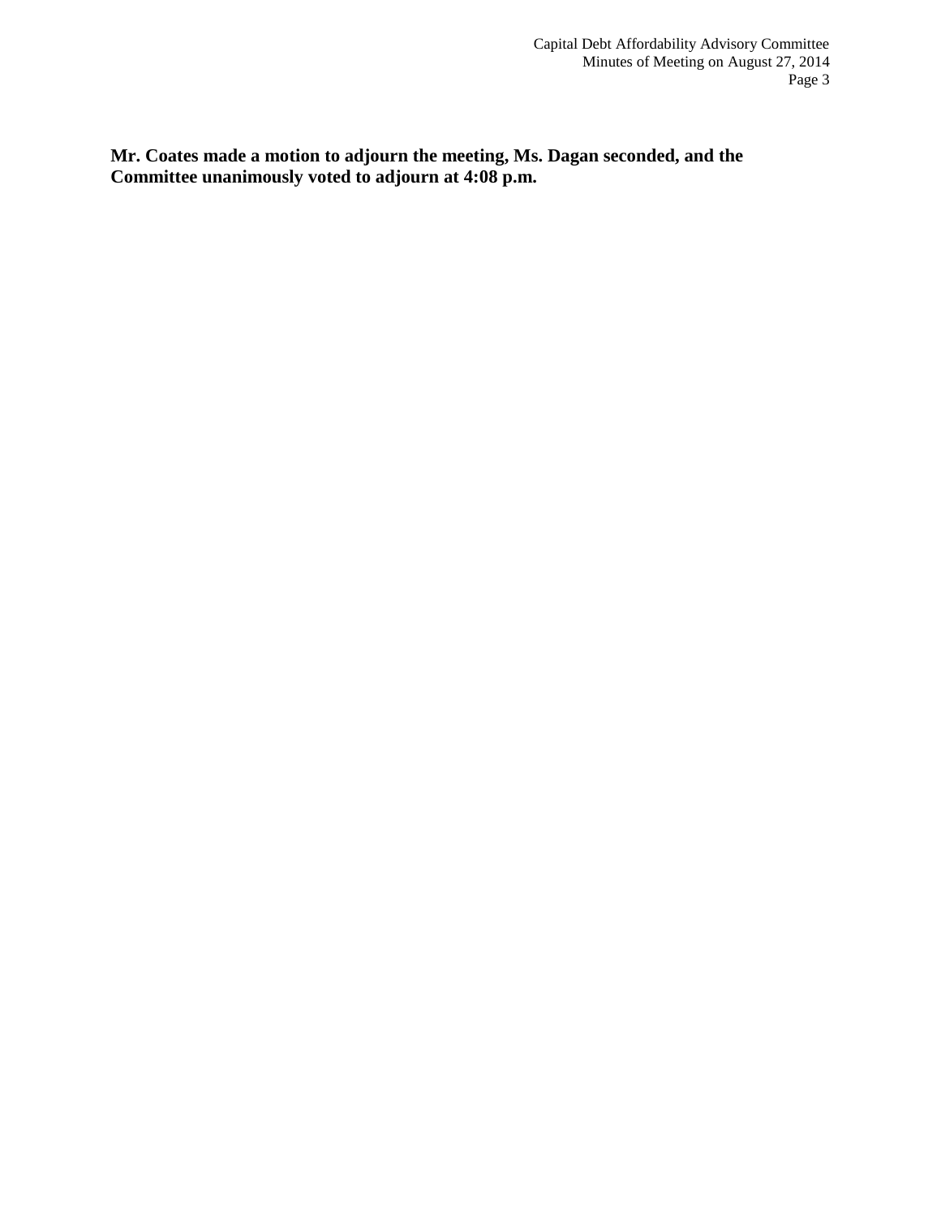**Mr. Coates made a motion to adjourn the meeting, Ms. Dagan seconded, and the Committee unanimously voted to adjourn at 4:08 p.m.**